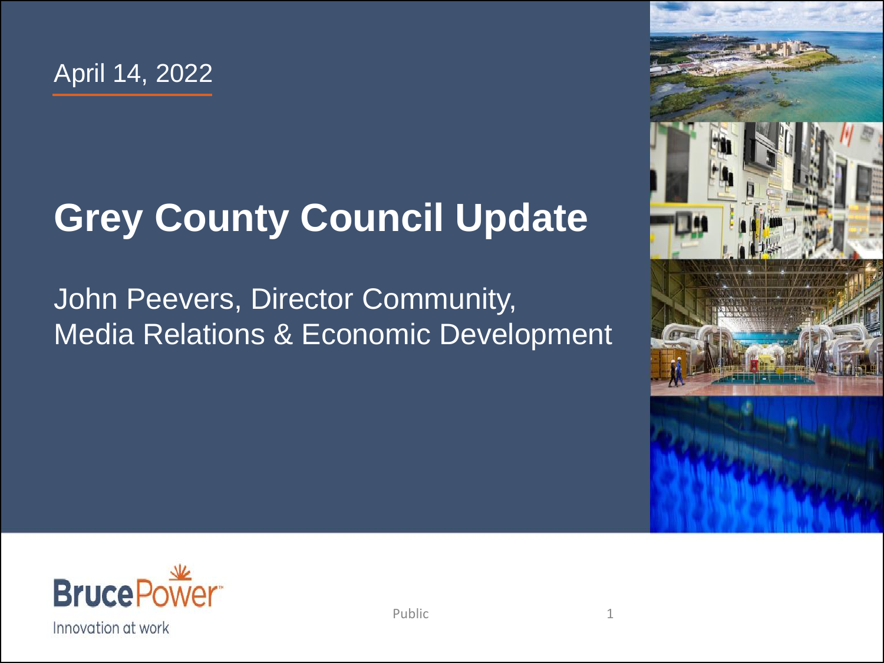April 14, 2022

# Grey County Council Update

John Peevers, Director Community, Media Relations & Economic Development

BrucePower

Innovation at work

Public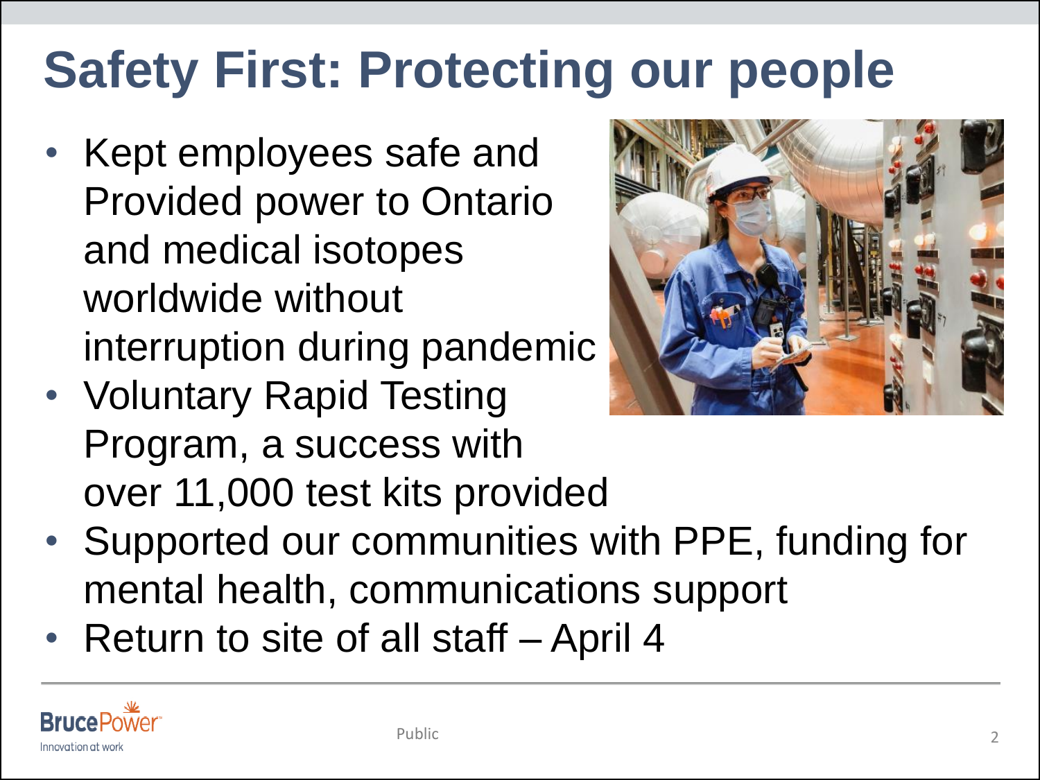# Safety First: Protecting our people

- Kept employees safe and Provided power to Ontario and medical isotopes worldwide without interruption during pandemic
- Voluntary Rapid Testing Program, a success with over 11,000 test kits provided
- Supported our communities with PPE, funding for mental health, communications support
- Return to site of all staff – April 4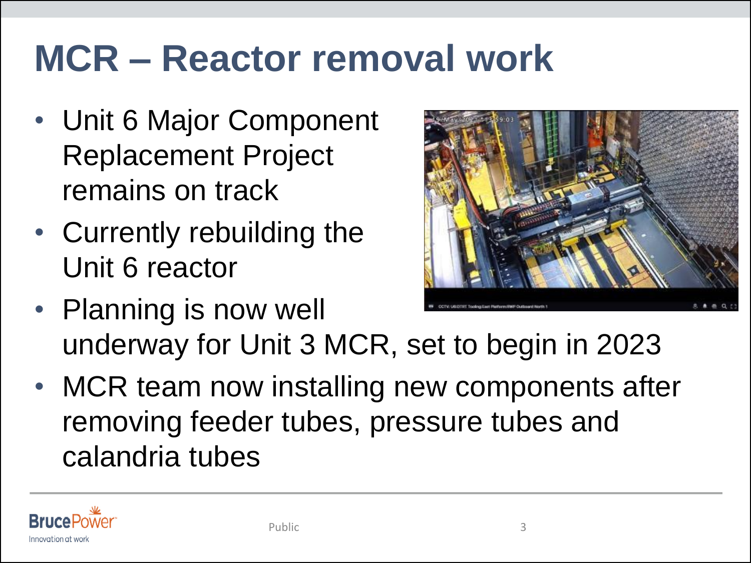# MCR – Reactor removal work

- Unit 6 Major Component Replacement Project remains on track
- Currently rebuilding the Unit 6 reactor
- Planning is now well underway for Unit 3 MCR, set to begin in 2023
- MCR team now installing new components after removing feeder tubes, pressure tubes and calandria tubes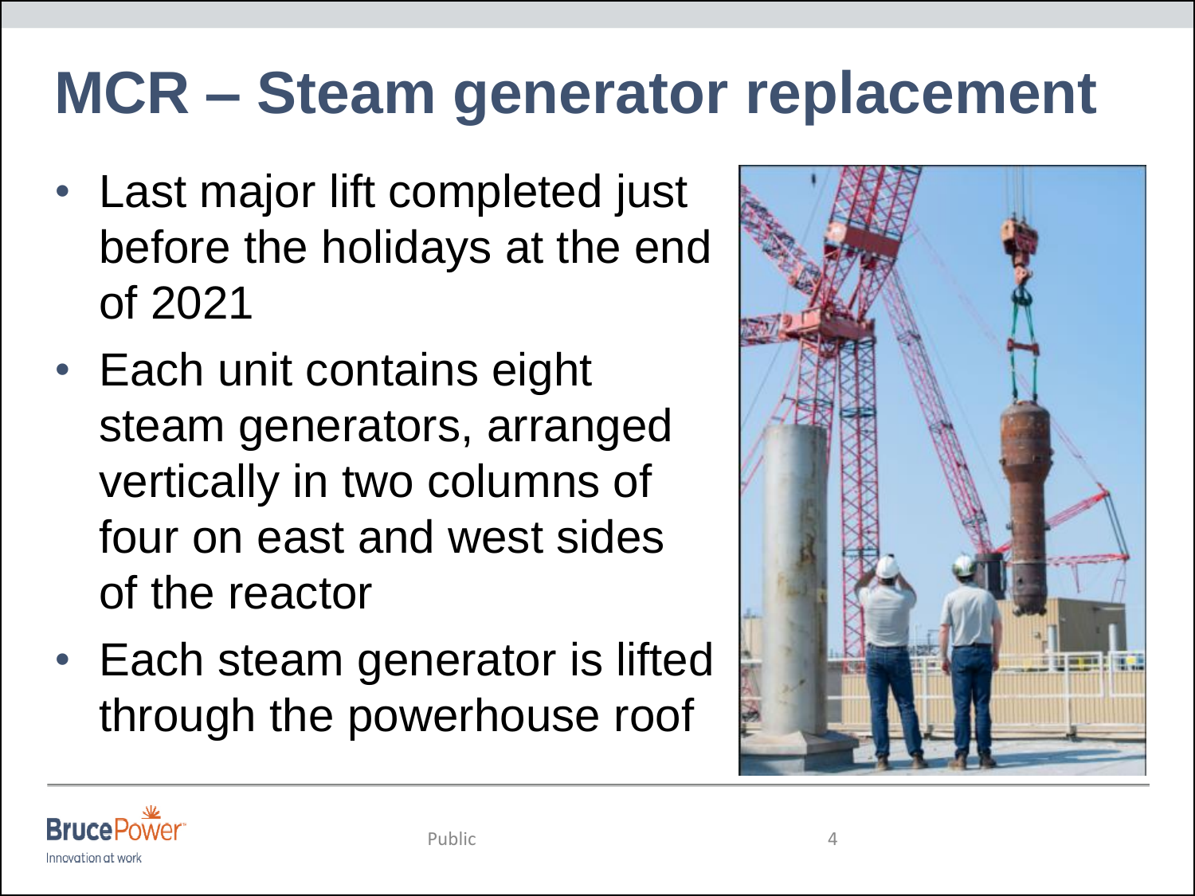# MCR – Steam generator replacement

- Last major lift completed just before the holidays at the end of 2021
- Each unit contains eight steam generators, arranged vertically in two columns of four on east and west sides of the reactor
- Each steam generator is lifted through the powerhouse roof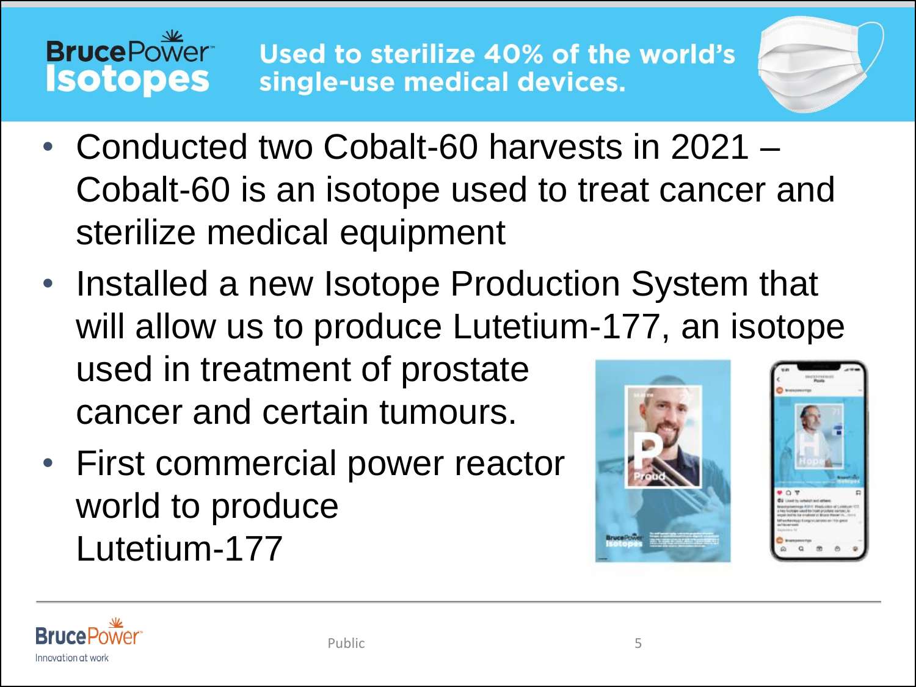# Bruce Power Isotopes

**Used to sterilize 40% of the world's single-use medical devices.**

- Conducted two Cobalt-60 harvests in 2021 – Cobalt-60 is an isotope used to treat cancer and sterilize medical equipment
- Installed a new Isotope Production System that will allow us to produce Lutetium-177, an isotope used in treatment of prostate cancer and certain tumours.
- First commercial power reactor world to produce Lutetium-177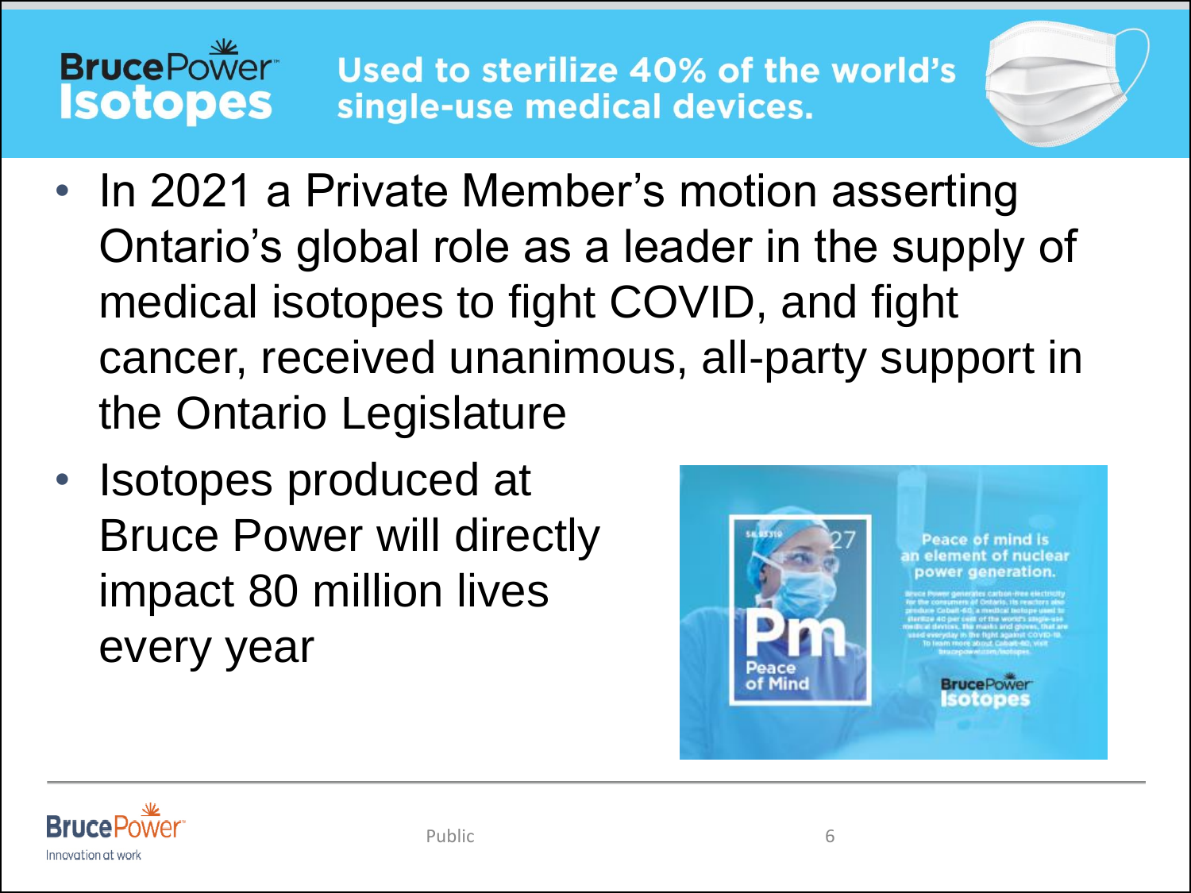**Bruce Power Isotopes**

**Used to sterilize 40% of the world's single-use medical devices.**

- In 2021 a Private Member's motion asserting Ontario's global role as a leader in the supply of medical isotopes to fight COVID, and fight cancer, received unanimous, all-party support in the Ontario Legislature
- Isotopes produced at Bruce Power will directly impact 80 million lives every year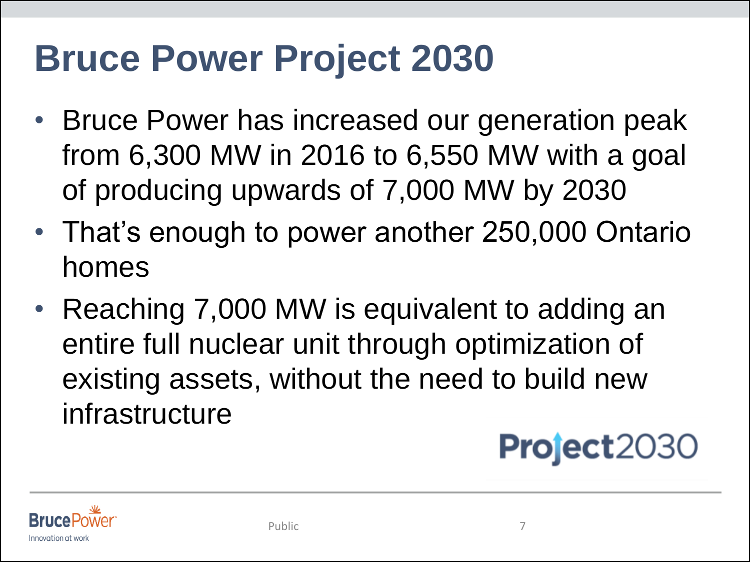# Bruce Power Project 2030

- Bruce Power has increased our generation peak from 6,300 MW in 2016 to 6,550 MW with a goal of producing upwards of 7,000 MW by 2030
- That's enough to power another 250,000 Ontario homes
- Reaching 7,000 MW is equivalent to adding an entire full nuclear unit through optimization of existing assets, without the need to build new infrastructure

Project2030

Public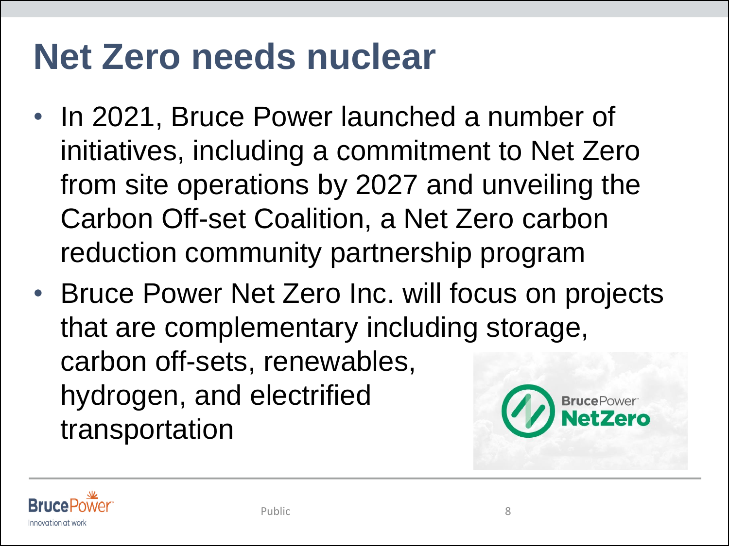# Net Zero needs nuclear

- In 2021, Bruce Power launched a number of initiatives, including a commitment to Net Zero from site operations by 2027 and unveiling the Carbon Off-set Coalition, a Net Zero carbon reduction community partnership program
- Bruce Power Net Zero Inc. will focus on projects that are complementary including storage, carbon off-sets, renewables, hydrogen, and electrified transportation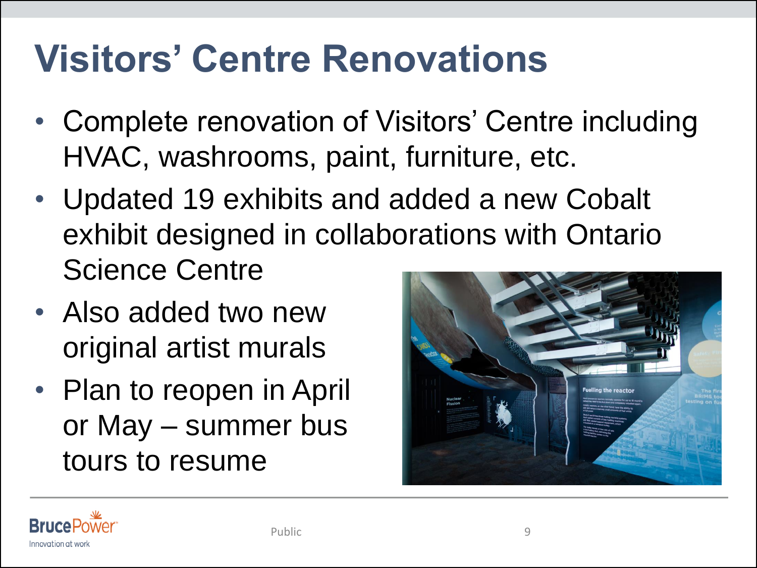# Visitors' Centre Renovations

- Complete renovation of Visitors' Centre including HVAC, washrooms, paint, furniture, etc.
- Updated 19 exhibits and added a new Cobalt exhibit designed in collaborations with Ontario Science Centre
- Also added two new original artist murals
- Plan to reopen in April or May – summer bus tours to resume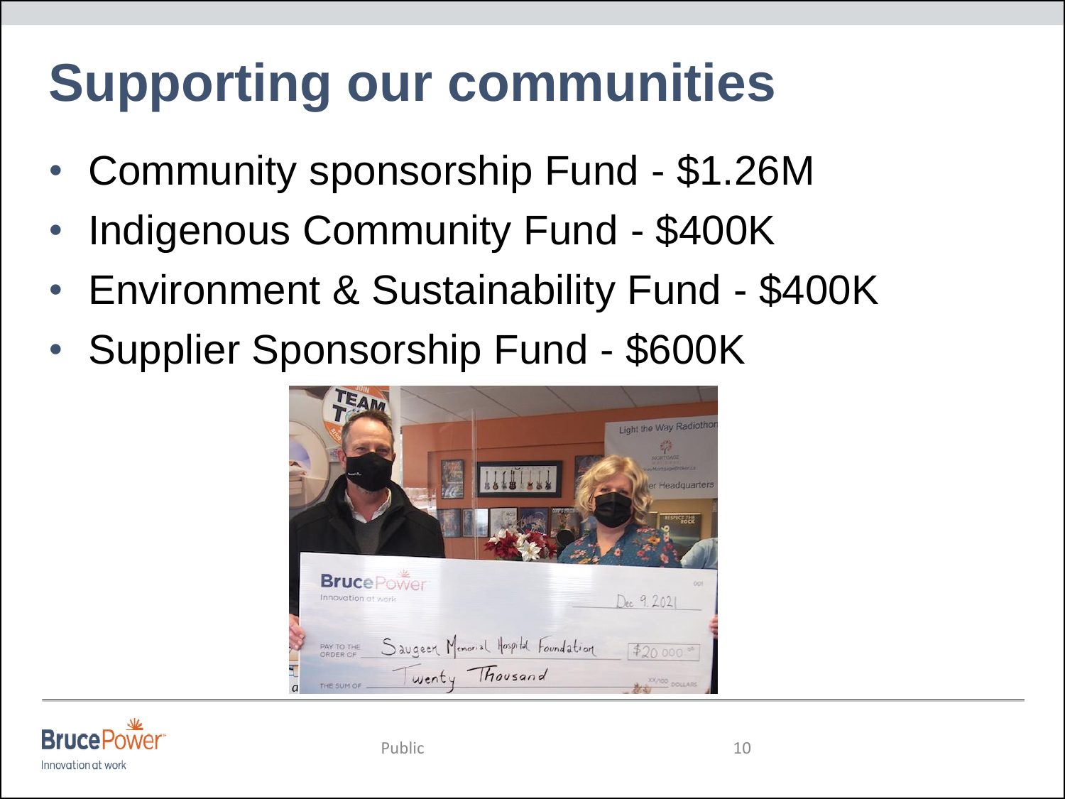# Supporting our communities

- Community sponsorship Fund - $1.26M
- Indigenous Community Fund - $400K
- Environment & Sustainability Fund - $400K
- Supplier Sponsorship Fund - $600K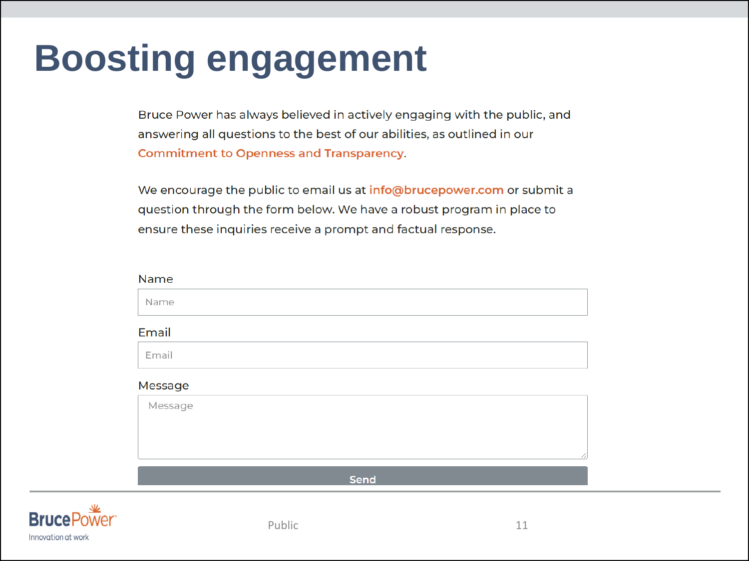# Boosting engagement

Bruce Power has always believed in actively engaging with the public, and answering all questions to the best of our abilities, as outlined in our Commitment to Openness and Transparency.

We encourage the public to email us at info@brucepower.com or submit a question through the form below. We have a robust program in place to ensure these inquiries receive a prompt and factual response.

Name

Name

Email

Email

Message

Message

Send

Public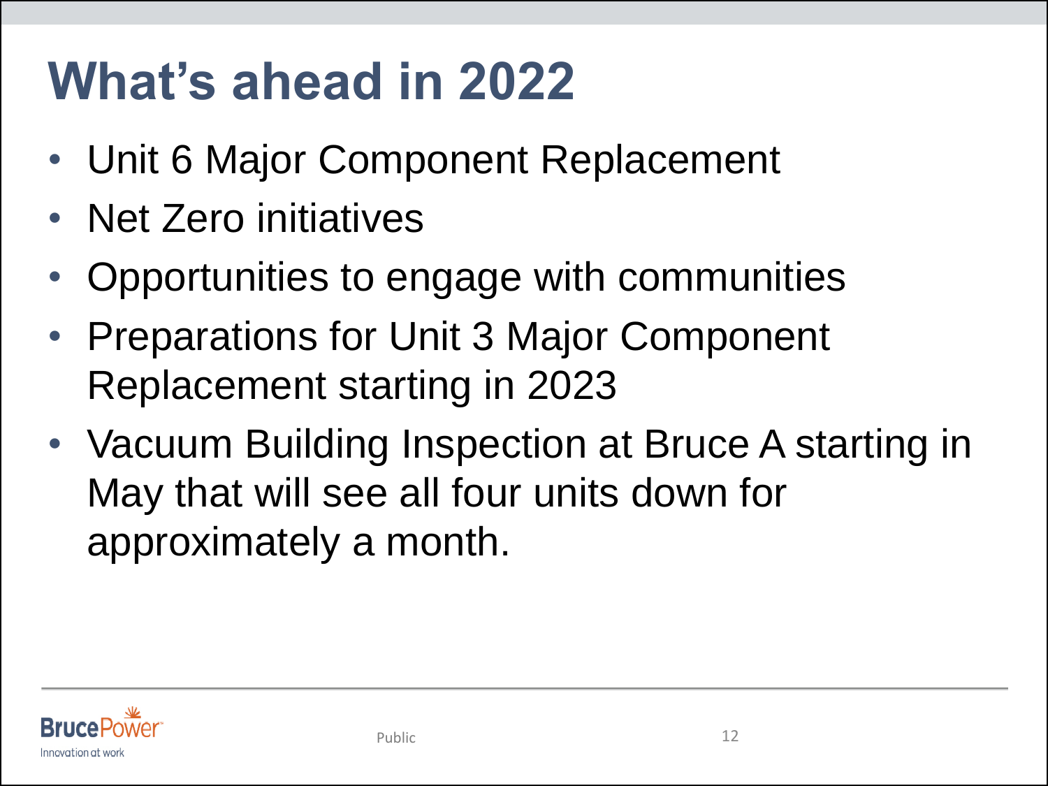# What's ahead in 2022

- Unit 6 Major Component Replacement
- Net Zero initiatives
- Opportunities to engage with communities
- Preparations for Unit 3 Major Component Replacement starting in 2023
- Vacuum Building Inspection at Bruce A starting in May that will see all four units down for approximately a month.